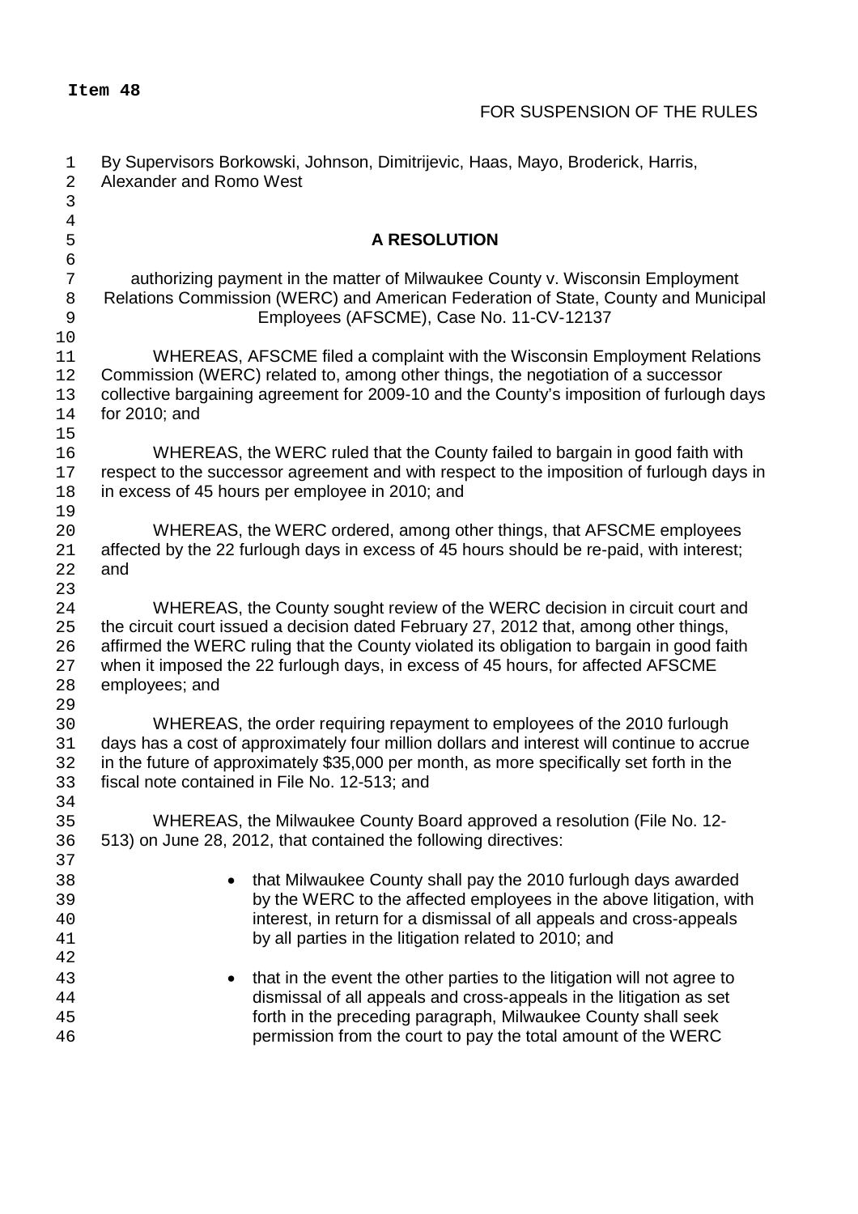**Item 48**

FOR SUSPENSION OF THE RULES

By Supervisors Borkowski, Johnson, Dimitrijevic, Haas, Mayo, Broderick, Harris, Alexander and Romo West

## A RESOLUTION

authorizing payment in the matter of Milwaukee County v. Wisconsin Employment Relations Commission (WERC) and American Federation of State, County and Municipal Employees (AFSCME), Case No. 11-CV-12137

WHEREAS, AFSCME filed a complaint with the Wisconsin Employment Relations Commission (WERC) related to, among other things, the negotiation of a successor collective bargaining agreement for 2009-10 and the County's imposition of furlough days for 2010; and

WHEREAS, the WERC ruled that the County failed to bargain in good faith with respect to the successor agreement and with respect to the imposition of furlough days in in excess of 45 hours per employee in 2010; and

WHEREAS, the WERC ordered, among other things, that AFSCME employees affected by the 22 furlough days in excess of 45 hours should be re-paid, with interest; and

WHEREAS, the County sought review of the WERC decision in circuit court and the circuit court issued a decision dated February 27, 2012 that, among other things, affirmed the WERC ruling that the County violated its obligation to bargain in good faith when it imposed the 22 furlough days, in excess of 45 hours, for affected AFSCME employees; and

WHEREAS, the order requiring repayment to employees of the 2010 furlough days has a cost of approximately four million dollars and interest will continue to accrue in the future of approximately $35,000 per month, as more specifically set forth in the fiscal note contained in File No. 12-513; and

WHEREAS, the Milwaukee County Board approved a resolution (File No. 12-513) on June 28, 2012, that contained the following directives:

- that Milwaukee County shall pay the 2010 furlough days awarded by the WERC to the affected employees in the above litigation, with interest, in return for a dismissal of all appeals and cross-appeals by all parties in the litigation related to 2010; and

- that in the event the other parties to the litigation will not agree to dismissal of all appeals and cross-appeals in the litigation as set forth in the preceding paragraph, Milwaukee County shall seek permission from the court to pay the total amount of the WERC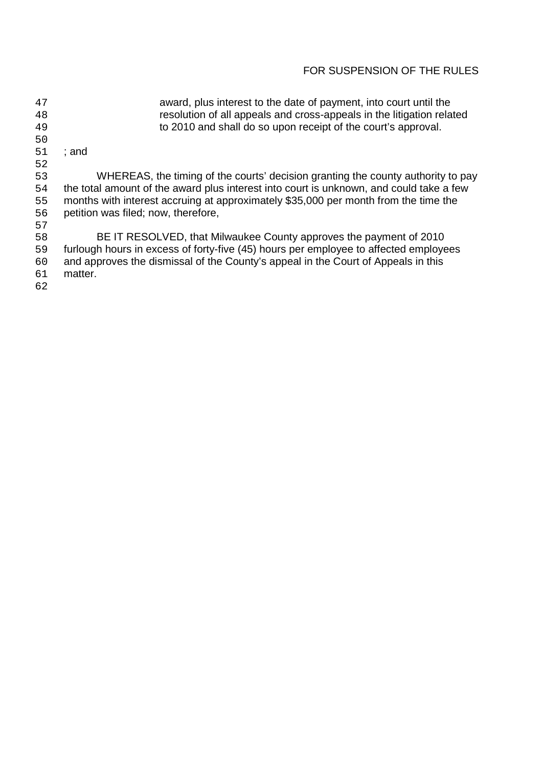FOR SUSPENSION OF THE RULES

> award, plus interest to the date of payment, into court until the resolution of all appeals and cross-appeals in the litigation related to 2010 and shall do so upon receipt of the court's approval.

; and

WHEREAS, the timing of the courts' decision granting the county authority to pay the total amount of the award plus interest into court is unknown, and could take a few months with interest accruing at approximately $35,000 per month from the time the petition was filed; now, therefore,

BE IT RESOLVED, that Milwaukee County approves the payment of 2010 furlough hours in excess of forty-five (45) hours per employee to affected employees and approves the dismissal of the County's appeal in the Court of Appeals in this matter.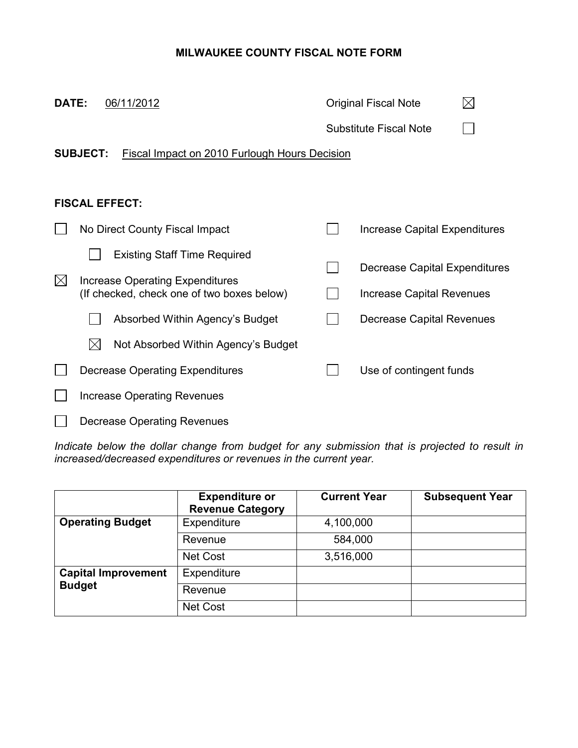# MILWAUKEE COUNTY FISCAL NOTE FORM

**DATE:** 06/11/2012

Original Fiscal Note ☒

Substitute Fiscal Note ☐

**SUBJECT:** Fiscal Impact on 2010 Furlough Hours Decision

**FISCAL EFFECT:**

- ☐ No Direct County Fiscal Impact
  - ☐ Existing Staff Time Required
- ☒ Increase Operating Expenditures (If checked, check one of two boxes below)
  - ☐ Absorbed Within Agency's Budget
  - ☒ Not Absorbed Within Agency's Budget
- ☐ Decrease Operating Expenditures
- ☐ Increase Operating Revenues
- ☐ Decrease Operating Revenues
- ☐ Increase Capital Expenditures
- ☐ Decrease Capital Expenditures
- ☐ Increase Capital Revenues
- ☐ Decrease Capital Revenues
- ☐ Use of contingent funds

*Indicate below the dollar change from budget for any submission that is projected to result in increased/decreased expenditures or revenues in the current year.*

| | Expenditure or Revenue Category | Current Year | Subsequent Year |
|---|---|---|---|
| **Operating Budget** | Expenditure | 4,100,000 | |
| | Revenue | 584,000 | |
| | Net Cost | 3,516,000 | |
| **Capital Improvement Budget** | Expenditure | | |
| | Revenue | | |
| | Net Cost | | |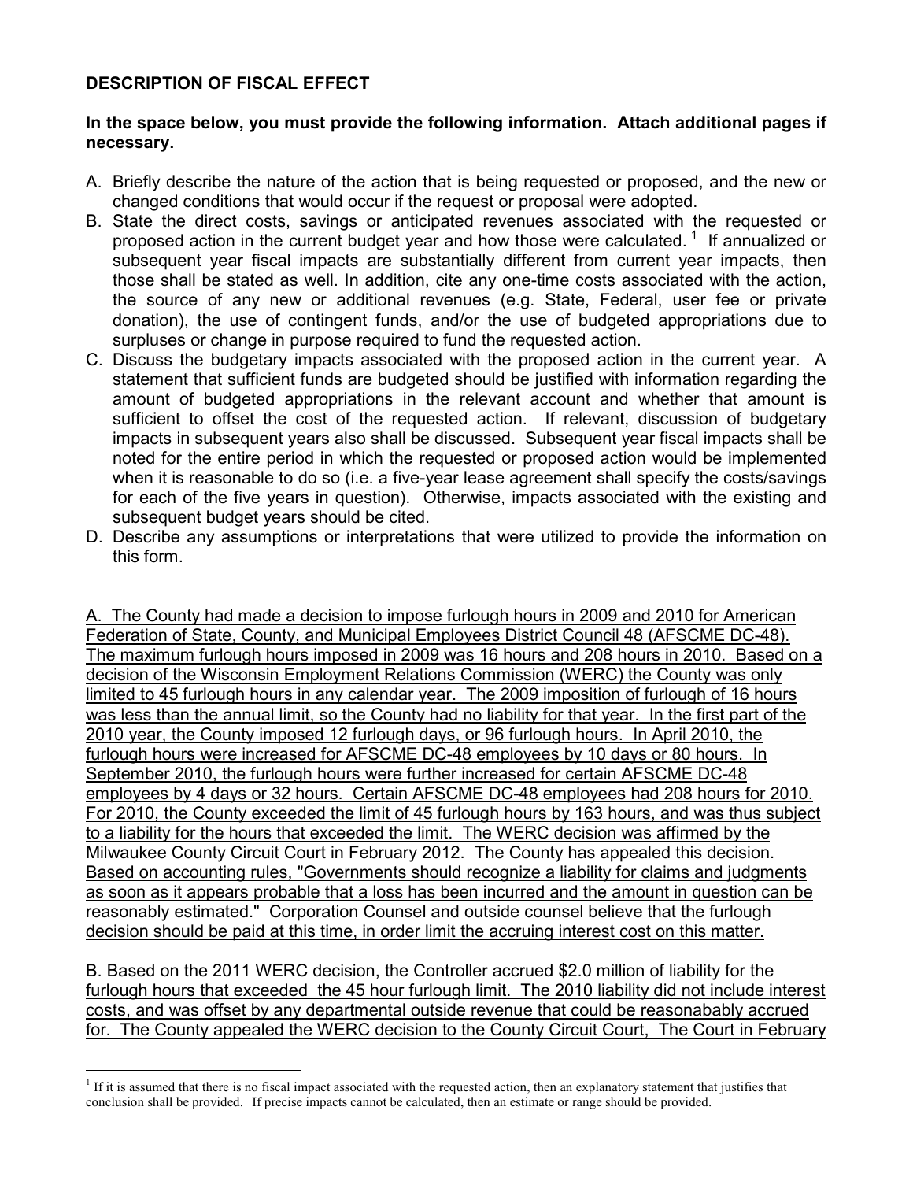## DESCRIPTION OF FISCAL EFFECT

**In the space below, you must provide the following information. Attach additional pages if necessary.**

A. Briefly describe the nature of the action that is being requested or proposed, and the new or changed conditions that would occur if the request or proposal were adopted.

B. State the direct costs, savings or anticipated revenues associated with the requested or proposed action in the current budget year and how those were calculated. [1] If annualized or subsequent year fiscal impacts are substantially different from current year impacts, then those shall be stated as well. In addition, cite any one-time costs associated with the action, the source of any new or additional revenues (e.g. State, Federal, user fee or private donation), the use of contingent funds, and/or the use of budgeted appropriations due to surpluses or change in purpose required to fund the requested action.

C. Discuss the budgetary impacts associated with the proposed action in the current year. A statement that sufficient funds are budgeted should be justified with information regarding the amount of budgeted appropriations in the relevant account and whether that amount is sufficient to offset the cost of the requested action. If relevant, discussion of budgetary impacts in subsequent years also shall be discussed. Subsequent year fiscal impacts shall be noted for the entire period in which the requested or proposed action would be implemented when it is reasonable to do so (i.e. a five-year lease agreement shall specify the costs/savings for each of the five years in question). Otherwise, impacts associated with the existing and subsequent budget years should be cited.

D. Describe any assumptions or interpretations that were utilized to provide the information on this form.

A. The County had made a decision to impose furlough hours in 2009 and 2010 for American Federation of State, County, and Municipal Employees District Council 48 (AFSCME DC-48). The maximum furlough hours imposed in 2009 was 16 hours and 208 hours in 2010. Based on a decision of the Wisconsin Employment Relations Commission (WERC) the County was only limited to 45 furlough hours in any calendar year. The 2009 imposition of furlough of 16 hours was less than the annual limit, so the County had no liability for that year. In the first part of the 2010 year, the County imposed 12 furlough days, or 96 furlough hours. In April 2010, the furlough hours were increased for AFSCME DC-48 employees by 10 days or 80 hours. In September 2010, the furlough hours were further increased for certain AFSCME DC-48 employees by 4 days or 32 hours. Certain AFSCME DC-48 employees had 208 hours for 2010. For 2010, the County exceeded the limit of 45 furlough hours by 163 hours, and was thus subject to a liability for the hours that exceeded the limit. The WERC decision was affirmed by the Milwaukee County Circuit Court in February 2012. The County has appealed this decision. Based on accounting rules, "Governments should recognize a liability for claims and judgments as soon as it appears probable that a loss has been incurred and the amount in question can be reasonably estimated." Corporation Counsel and outside counsel believe that the furlough decision should be paid at this time, in order limit the accruing interest cost on this matter.

B. Based on the 2011 WERC decision, the Controller accrued $2.0 million of liability for the furlough hours that exceeded the 45 hour furlough limit. The 2010 liability did not include interest costs, and was offset by any departmental outside revenue that could be reasonabably accrued for. The County appealed the WERC decision to the County Circuit Court, The Court in February

[1] If it is assumed that there is no fiscal impact associated with the requested action, then an explanatory statement that justifies that conclusion shall be provided. If precise impacts cannot be calculated, then an estimate or range should be provided.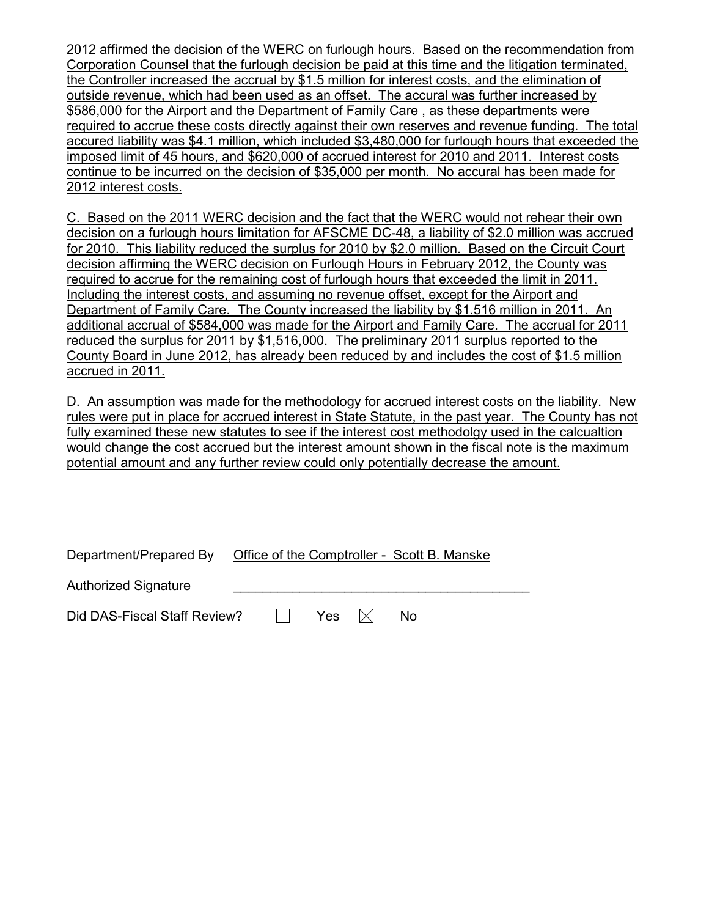2012 affirmed the decision of the WERC on furlough hours. Based on the recommendation from Corporation Counsel that the furlough decision be paid at this time and the litigation terminated, the Controller increased the accrual by $1.5 million for interest costs, and the elimination of outside revenue, which had been used as an offset. The accural was further increased by $586,000 for the Airport and the Department of Family Care , as these departments were required to accrue these costs directly against their own reserves and revenue funding. The total accured liability was $4.1 million, which included $3,480,000 for furlough hours that exceeded the imposed limit of 45 hours, and $620,000 of accrued interest for 2010 and 2011. Interest costs continue to be incurred on the decision of $35,000 per month. No accural has been made for 2012 interest costs.

C. Based on the 2011 WERC decision and the fact that the WERC would not rehear their own decision on a furlough hours limitation for AFSCME DC-48, a liability of $2.0 million was accrued for 2010. This liability reduced the surplus for 2010 by $2.0 million. Based on the Circuit Court decision affirming the WERC decision on Furlough Hours in February 2012, the County was required to accrue for the remaining cost of furlough hours that exceeded the limit in 2011. Including the interest costs, and assuming no revenue offset, except for the Airport and Department of Family Care. The County increased the liability by $1.516 million in 2011. An additional accrual of $584,000 was made for the Airport and Family Care. The accrual for 2011 reduced the surplus for 2011 by $1,516,000. The preliminary 2011 surplus reported to the County Board in June 2012, has already been reduced by and includes the cost of $1.5 million accrued in 2011.

D. An assumption was made for the methodology for accrued interest costs on the liability. New rules were put in place for accrued interest in State Statute, in the past year. The County has not fully examined these new statutes to see if the interest cost methodolgy used in the calcualtion would change the cost accrued but the interest amount shown in the fiscal note is the maximum potential amount and any further review could only potentially decrease the amount.

Department/Prepared By Office of the Comptroller - Scott B. Manske

Authorized Signature ________________________________________

Did DAS-Fiscal Staff Review? ☐ Yes ☒ No